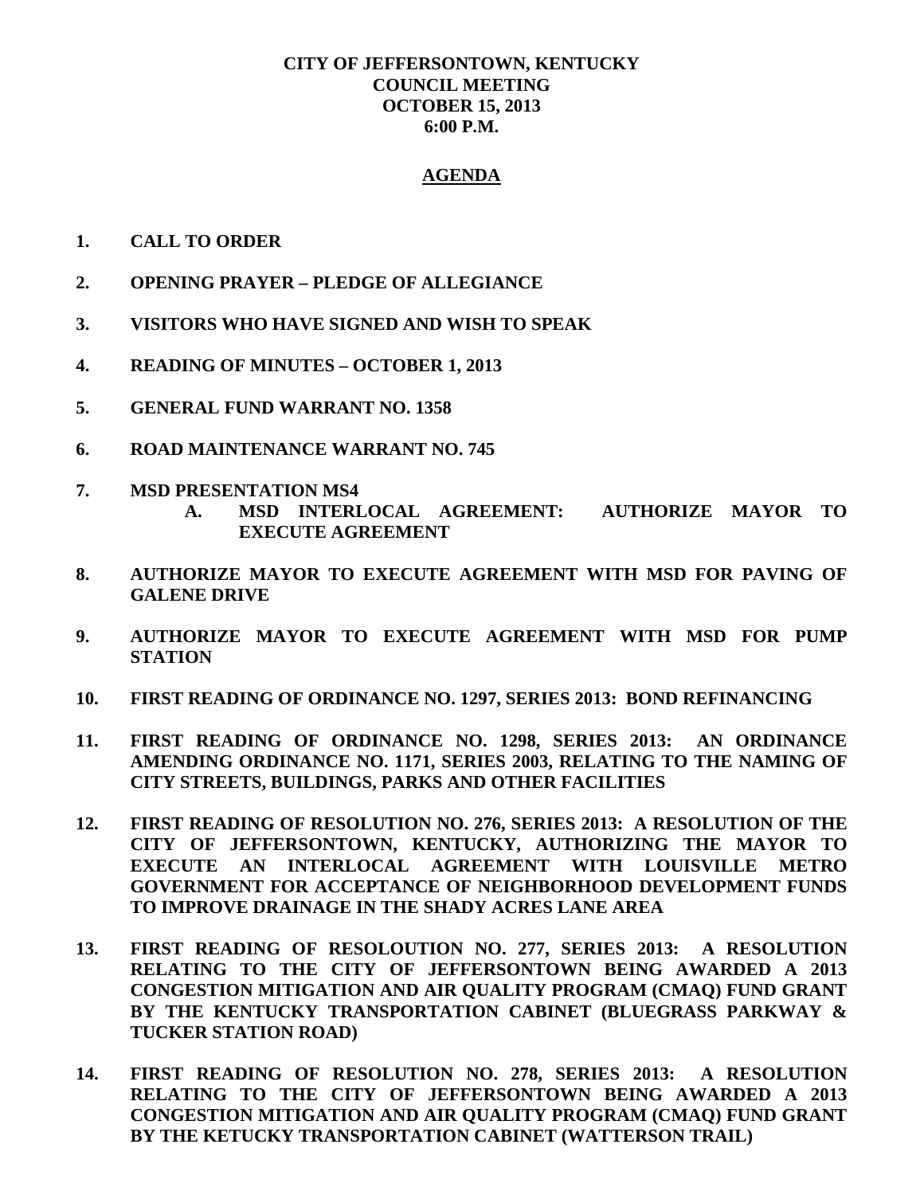**CITY OF JEFFERSONTOWN, KENTUCKY**
**COUNCIL MEETING**
**OCTOBER 15, 2013**
**6:00 P.M.**

# AGENDA

1. **CALL TO ORDER**

2. **OPENING PRAYER – PLEDGE OF ALLEGIANCE**

3. **VISITORS WHO HAVE SIGNED AND WISH TO SPEAK**

4. **READING OF MINUTES – OCTOBER 1, 2013**

5. **GENERAL FUND WARRANT NO. 1358**

6. **ROAD MAINTENANCE WARRANT NO. 745**

7. **MSD PRESENTATION MS4**
   - **A. MSD INTERLOCAL AGREEMENT: AUTHORIZE MAYOR TO EXECUTE AGREEMENT**

8. **AUTHORIZE MAYOR TO EXECUTE AGREEMENT WITH MSD FOR PAVING OF GALENE DRIVE**

9. **AUTHORIZE MAYOR TO EXECUTE AGREEMENT WITH MSD FOR PUMP STATION**

10. **FIRST READING OF ORDINANCE NO. 1297, SERIES 2013: BOND REFINANCING**

11. **FIRST READING OF ORDINANCE NO. 1298, SERIES 2013: AN ORDINANCE AMENDING ORDINANCE NO. 1171, SERIES 2003, RELATING TO THE NAMING OF CITY STREETS, BUILDINGS, PARKS AND OTHER FACILITIES**

12. **FIRST READING OF RESOLUTION NO. 276, SERIES 2013: A RESOLUTION OF THE CITY OF JEFFERSONTOWN, KENTUCKY, AUTHORIZING THE MAYOR TO EXECUTE AN INTERLOCAL AGREEMENT WITH LOUISVILLE METRO GOVERNMENT FOR ACCEPTANCE OF NEIGHBORHOOD DEVELOPMENT FUNDS TO IMPROVE DRAINAGE IN THE SHADY ACRES LANE AREA**

13. **FIRST READING OF RESOLOUTION NO. 277, SERIES 2013: A RESOLUTION RELATING TO THE CITY OF JEFFERSONTOWN BEING AWARDED A 2013 CONGESTION MITIGATION AND AIR QUALITY PROGRAM (CMAQ) FUND GRANT BY THE KENTUCKY TRANSPORTATION CABINET (BLUEGRASS PARKWAY & TUCKER STATION ROAD)**

14. **FIRST READING OF RESOLUTION NO. 278, SERIES 2013: A RESOLUTION RELATING TO THE CITY OF JEFFERSONTOWN BEING AWARDED A 2013 CONGESTION MITIGATION AND AIR QUALITY PROGRAM (CMAQ) FUND GRANT BY THE KETUCKY TRANSPORTATION CABINET (WATTERSON TRAIL)**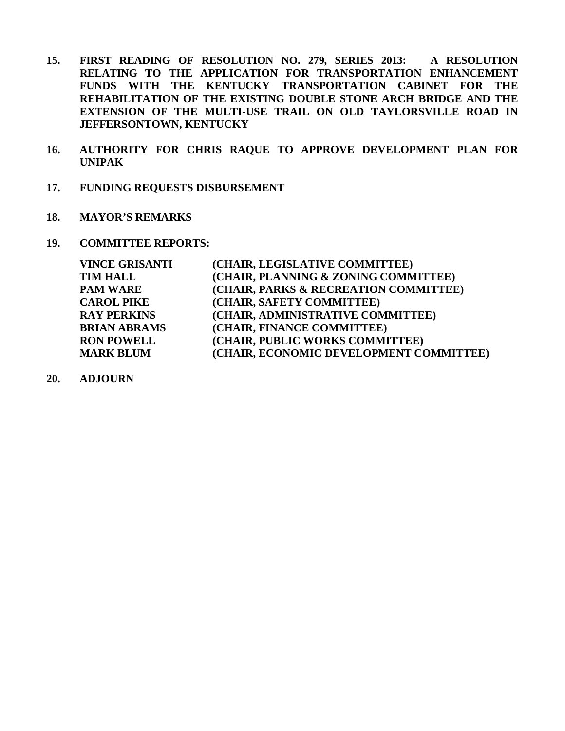15. **FIRST READING OF RESOLUTION NO. 279, SERIES 2013: A RESOLUTION RELATING TO THE APPLICATION FOR TRANSPORTATION ENHANCEMENT FUNDS WITH THE KENTUCKY TRANSPORTATION CABINET FOR THE REHABILITATION OF THE EXISTING DOUBLE STONE ARCH BRIDGE AND THE EXTENSION OF THE MULTI-USE TRAIL ON OLD TAYLORSVILLE ROAD IN JEFFERSONTOWN, KENTUCKY**

16. **AUTHORITY FOR CHRIS RAQUE TO APPROVE DEVELOPMENT PLAN FOR UNIPAK**

17. **FUNDING REQUESTS DISBURSEMENT**

18. **MAYOR'S REMARKS**

19. **COMMITTEE REPORTS:**

| | |
|---|---|
| **VINCE GRISANTI** | **(CHAIR, LEGISLATIVE COMMITTEE)** |
| **TIM HALL** | **(CHAIR, PLANNING & ZONING COMMITTEE)** |
| **PAM WARE** | **(CHAIR, PARKS & RECREATION COMMITTEE)** |
| **CAROL PIKE** | **(CHAIR, SAFETY COMMITTEE)** |
| **RAY PERKINS** | **(CHAIR, ADMINISTRATIVE COMMITTEE)** |
| **BRIAN ABRAMS** | **(CHAIR, FINANCE COMMITTEE)** |
| **RON POWELL** | **(CHAIR, PUBLIC WORKS COMMITTEE)** |
| **MARK BLUM** | **(CHAIR, ECONOMIC DEVELOPMENT COMMITTEE)** |

20. **ADJOURN**